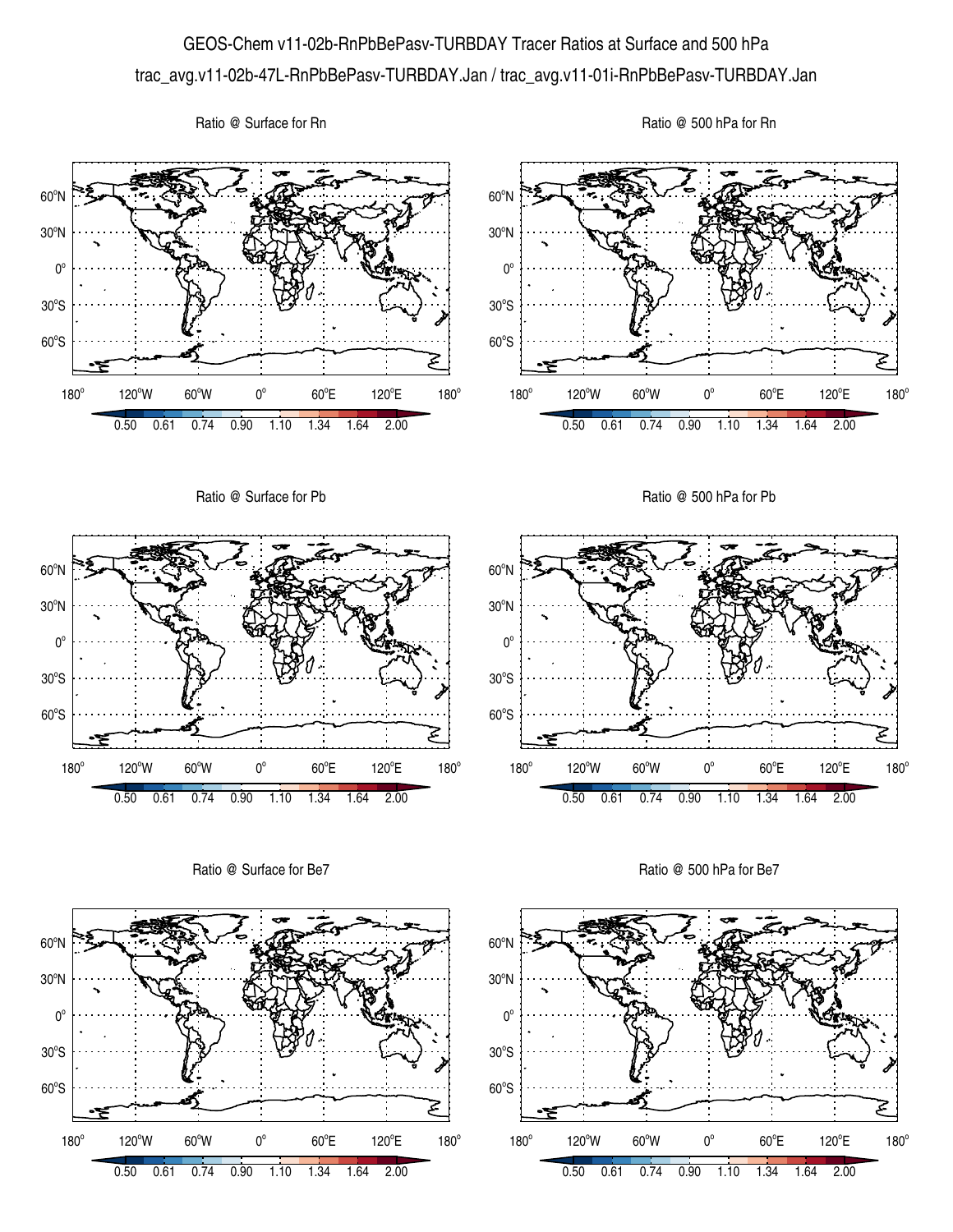# GEOS-Chem v11-02b-RnPbBePasv-TURBDAY Tracer Ratios at Surface and 500 hPa

trac_avg.v11-02b-47L-RnPbBePasv-TURBDAY.Jan / trac_avg.v11-01i-RnPbBePasv-TURBDAY.Jan

Ratio @ Surface for Rn

Ratio @ 500 hPa for Rn

Ratio @ Surface for Pb

Ratio @ 500 hPa for Pb

Ratio @ Surface for Be7

Ratio @ 500 hPa for Be7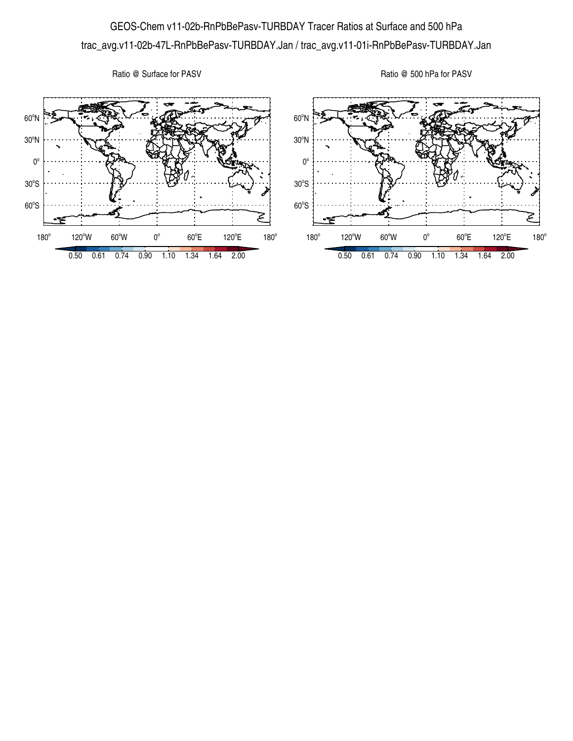GEOS-Chem v11-02b-RnPbBePasv-TURBDAY Tracer Ratios at Surface and 500 hPa

trac_avg.v11-02b-47L-RnPbBePasv-TURBDAY.Jan / trac_avg.v11-01i-RnPbBePasv-TURBDAY.Jan

Ratio @ Surface for PASV

60°N
30°N
0°
30°S
60°S

180° 120°W 60°W 0° 60°E 120°E 180°

0.50 0.61 0.74 0.90 1.10 1.34 1.64 2.00

Ratio @ 500 hPa for PASV

60°N
30°N
0°
30°S
60°S

180° 120°W 60°W 0° 60°E 120°E 180°

0.50 0.61 0.74 0.90 1.10 1.34 1.64 2.00